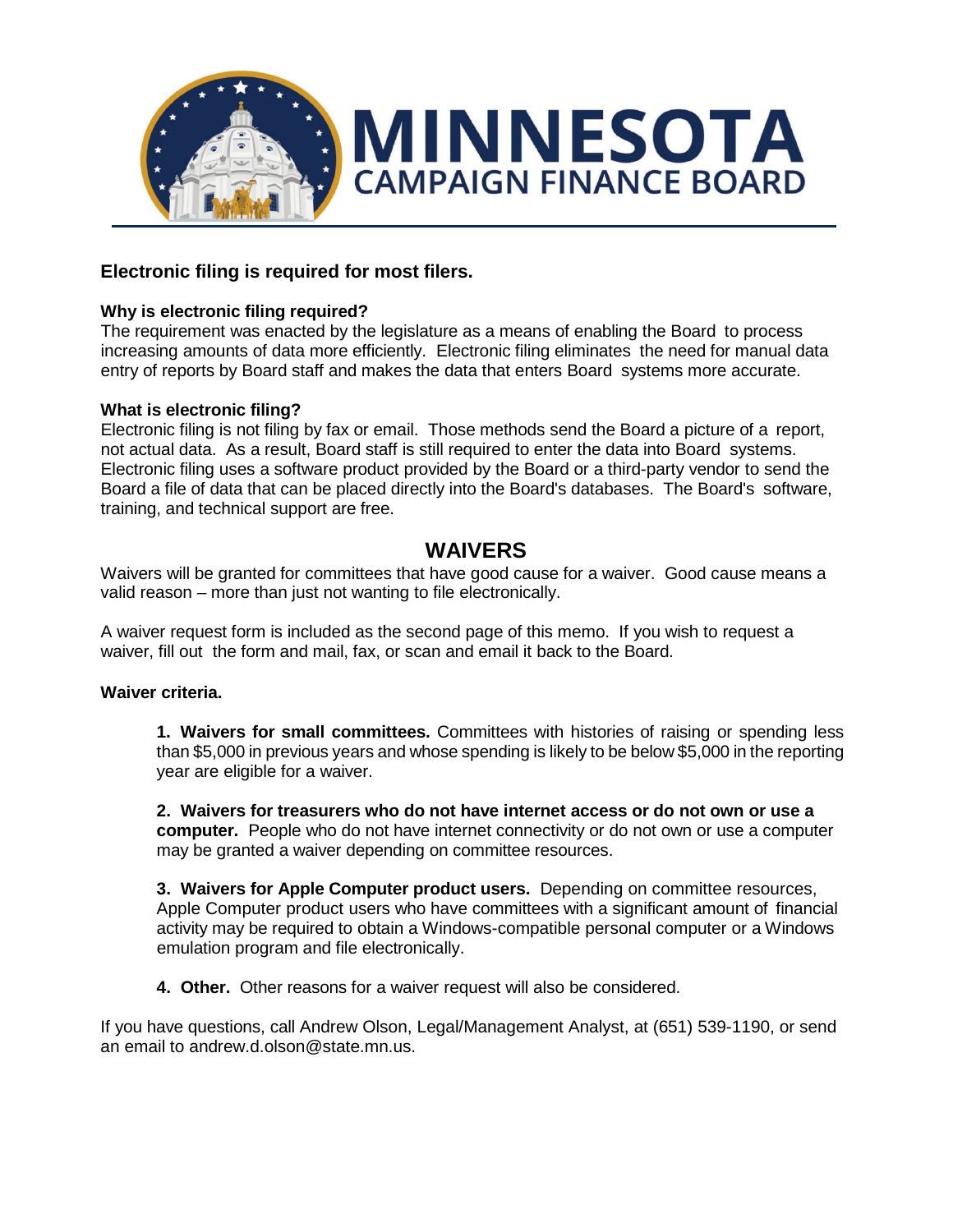# MINNESOTA CAMPAIGN FINANCE BOARD

## Electronic filing is required for most filers.

### Why is electronic filing required?

The requirement was enacted by the legislature as a means of enabling the Board to process increasing amounts of data more efficiently. Electronic filing eliminates the need for manual data entry of reports by Board staff and makes the data that enters Board systems more accurate.

### What is electronic filing?

Electronic filing is not filing by fax or email. Those methods send the Board a picture of a report, not actual data. As a result, Board staff is still required to enter the data into Board systems. Electronic filing uses a software product provided by the Board or a third-party vendor to send the Board a file of data that can be placed directly into the Board's databases. The Board's software, training, and technical support are free.

## WAIVERS

Waivers will be granted for committees that have good cause for a waiver. Good cause means a valid reason – more than just not wanting to file electronically.

A waiver request form is included as the second page of this memo. If you wish to request a waiver, fill out the form and mail, fax, or scan and email it back to the Board.

### Waiver criteria.

1. **Waivers for small committees.** Committees with histories of raising or spending less than $5,000 in previous years and whose spending is likely to be below $5,000 in the reporting year are eligible for a waiver.

2. **Waivers for treasurers who do not have internet access or do not own or use a computer.** People who do not have internet connectivity or do not own or use a computer may be granted a waiver depending on committee resources.

3. **Waivers for Apple Computer product users.** Depending on committee resources, Apple Computer product users who have committees with a significant amount of financial activity may be required to obtain a Windows-compatible personal computer or a Windows emulation program and file electronically.

4. **Other.** Other reasons for a waiver request will also be considered.

If you have questions, call Andrew Olson, Legal/Management Analyst, at (651) 539-1190, or send an email to andrew.d.olson@state.mn.us.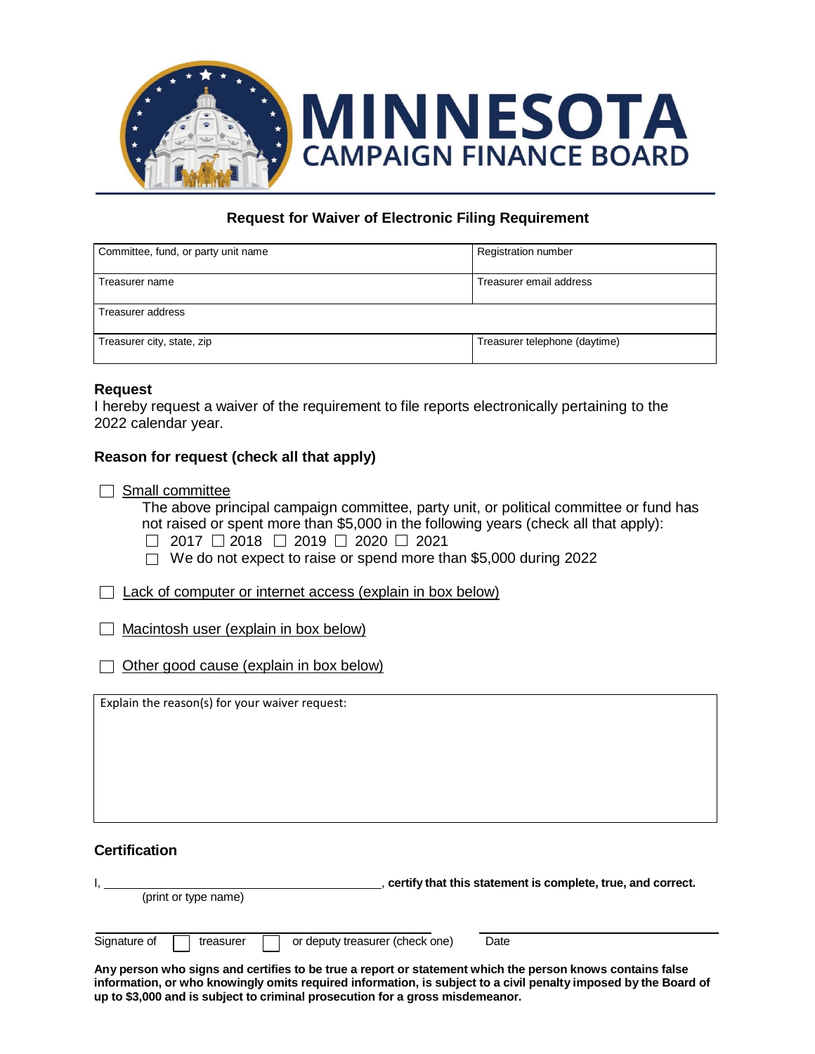# MINNESOTA CAMPAIGN FINANCE BOARD

## Request for Waiver of Electronic Filing Requirement

| | |
|---|---|
| Committee, fund, or party unit name | Registration number |
| Treasurer name | Treasurer email address |
| Treasurer address | |
| Treasurer city, state, zip | Treasurer telephone (daytime) |

### Request

I hereby request a waiver of the requirement to file reports electronically pertaining to the 2022 calendar year.

### Reason for request (check all that apply)

☐ Small committee

The above principal campaign committee, party unit, or political committee or fund has not raised or spent more than $5,000 in the following years (check all that apply):

☐ 2017 ☐ 2018 ☐ 2019 ☐ 2020 ☐ 2021

☐ We do not expect to raise or spend more than $5,000 during 2022

☐ Lack of computer or internet access (explain in box below)

☐ Macintosh user (explain in box below)

☐ Other good cause (explain in box below)

Explain the reason(s) for your waiver request:

### Certification

I, ______________________________, **certify that this statement is complete, true, and correct.**

(print or type name)

______________________________ ______________________________

Signature of ☐ treasurer ☐ or deputy treasurer (check one) Date

**Any person who signs and certifies to be true a report or statement which the person knows contains false information, or who knowingly omits required information, is subject to a civil penalty imposed by the Board of up to $3,000 and is subject to criminal prosecution for a gross misdemeanor.**